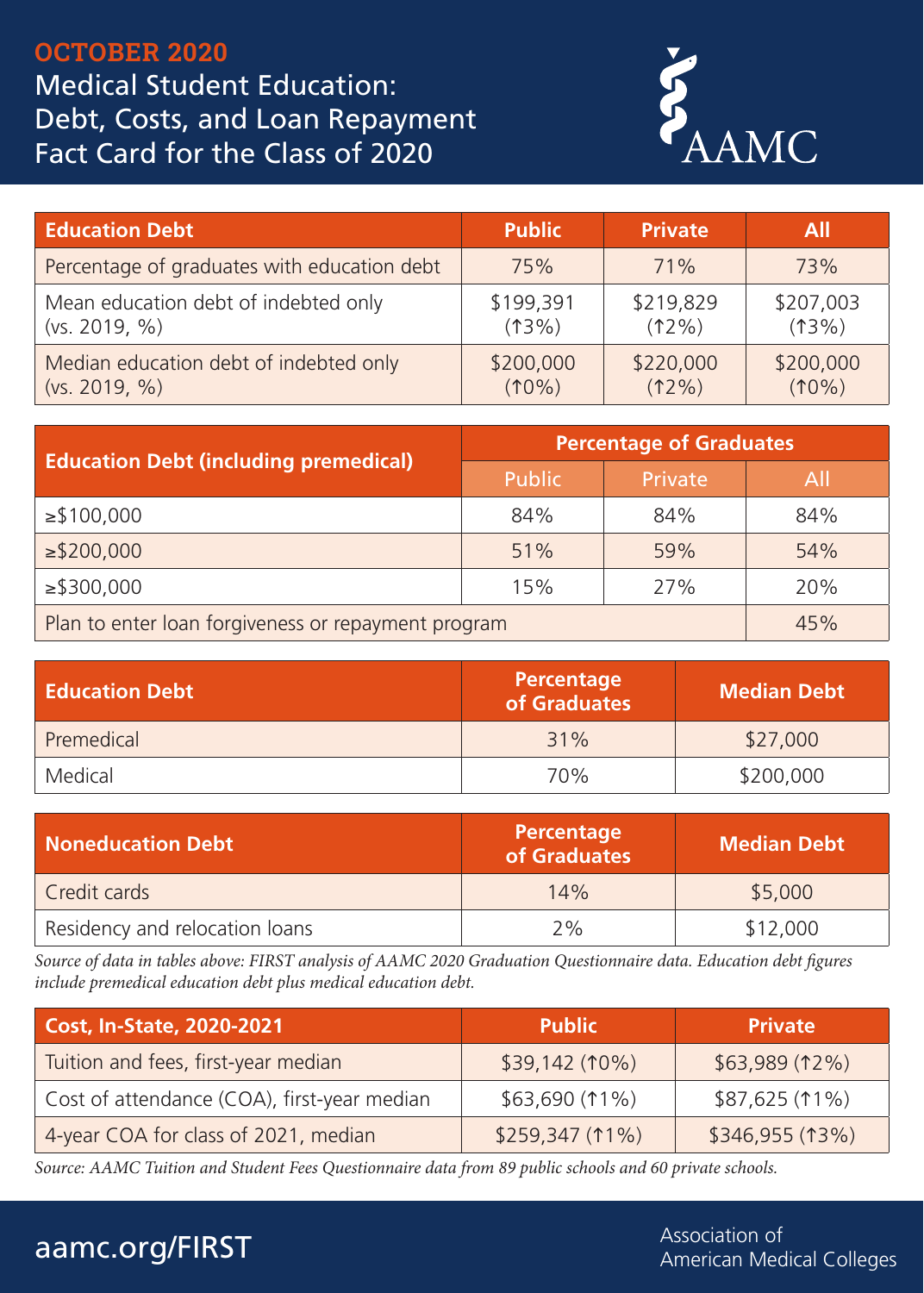**OCTOBER 2020**

# Medical Student Education: Debt, Costs, and Loan Repayment Fact Card for the Class of 2020

AAMC

| Education Debt | Public | Private | All |
|---|---|---|---|
| Percentage of graduates with education debt | 75% | 71% | 73% |
| Mean education debt of indebted only (vs. 2019, %) | $199,391 (↑3%) | $219,829 (↑2%) | $207,003 (↑3%) |
| Median education debt of indebted only (vs. 2019, %) | $200,000 (↑0%) | $220,000 (↑2%) | $200,000 (↑0%) |

| Education Debt (including premedical) | Percentage of Graduates | | |
|---|---|---|---|
| | Public | Private | All |
| ≥$100,000 | 84% | 84% | 84% |
| ≥$200,000 | 51% | 59% | 54% |
| ≥$300,000 | 15% | 27% | 20% |
| Plan to enter loan forgiveness or repayment program | | | 45% |

| Education Debt | Percentage of Graduates | Median Debt |
|---|---|---|
| Premedical | 31% | $27,000 |
| Medical | 70% | $200,000 |

| Noneducation Debt | Percentage of Graduates | Median Debt |
|---|---|---|
| Credit cards | 14% | $5,000 |
| Residency and relocation loans | 2% | $12,000 |

*Source of data in tables above: FIRST analysis of AAMC 2020 Graduation Questionnaire data. Education debt figures include premedical education debt plus medical education debt.*

| Cost, In-State, 2020-2021 | Public | Private |
|---|---|---|
| Tuition and fees, first-year median | $39,142 (↑0%) | $63,989 (↑2%) |
| Cost of attendance (COA), first-year median | $63,690 (↑1%) | $87,625 (↑1%) |
| 4-year COA for class of 2021, median | $259,347 (↑1%) | $346,955 (↑3%) |

*Source: AAMC Tuition and Student Fees Questionnaire data from 89 public schools and 60 private schools.*

aamc.org/FIRST

Association of American Medical Colleges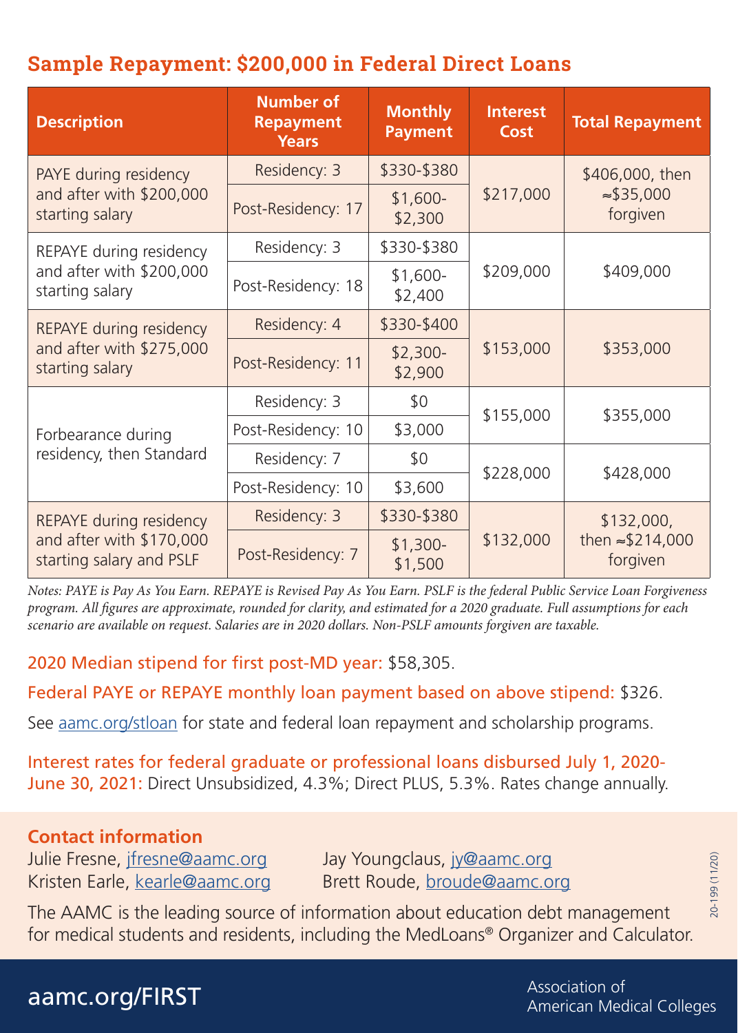## Sample Repayment: $200,000 in Federal Direct Loans

| Description | Number of Repayment Years | Monthly Payment | Interest Cost | Total Repayment |
|---|---|---|---|---|
| PAYE during residency and after with $200,000 starting salary | Residency: 3 | $330-$380 | $217,000 | $406,000, then ≈$35,000 forgiven |
| | Post-Residency: 17 | $1,600-$2,300 | | |
| REPAYE during residency and after with $200,000 starting salary | Residency: 3 | $330-$380 | $209,000 | $409,000 |
| | Post-Residency: 18 | $1,600-$2,400 | | |
| REPAYE during residency and after with $275,000 starting salary | Residency: 4 | $330-$400 | $153,000 | $353,000 |
| | Post-Residency: 11 | $2,300-$2,900 | | |
| Forbearance during residency, then Standard | Residency: 3 | $0 | $155,000 | $355,000 |
| | Post-Residency: 10 | $3,000 | | |
| | Residency: 7 | $0 | $228,000 | $428,000 |
| | Post-Residency: 10 | $3,600 | | |
| REPAYE during residency and after with $170,000 starting salary and PSLF | Residency: 3 | $330-$380 | $132,000 | $132,000, then ≈$214,000 forgiven |
| | Post-Residency: 7 | $1,300-$1,500 | | |

*Notes: PAYE is Pay As You Earn. REPAYE is Revised Pay As You Earn. PSLF is the federal Public Service Loan Forgiveness program. All figures are approximate, rounded for clarity, and estimated for a 2020 graduate. Full assumptions for each scenario are available on request. Salaries are in 2020 dollars. Non-PSLF amounts forgiven are taxable.*

**2020 Median stipend for first post-MD year:** $58,305.

**Federal PAYE or REPAYE monthly loan payment based on above stipend:** $326.

See aamc.org/stloan for state and federal loan repayment and scholarship programs.

**Interest rates for federal graduate or professional loans disbursed July 1, 2020-June 30, 2021:** Direct Unsubsidized, 4.3%; Direct PLUS, 5.3%. Rates change annually.

### Contact information

Julie Fresne, jfresne@aamc.org
Kristen Earle, kearle@aamc.org
Jay Youngclaus, jy@aamc.org
Brett Roude, broude@aamc.org

The AAMC is the leading source of information about education debt management for medical students and residents, including the MedLoans® Organizer and Calculator.

20-199 (11/20)

aamc.org/FIRST

Association of American Medical Colleges